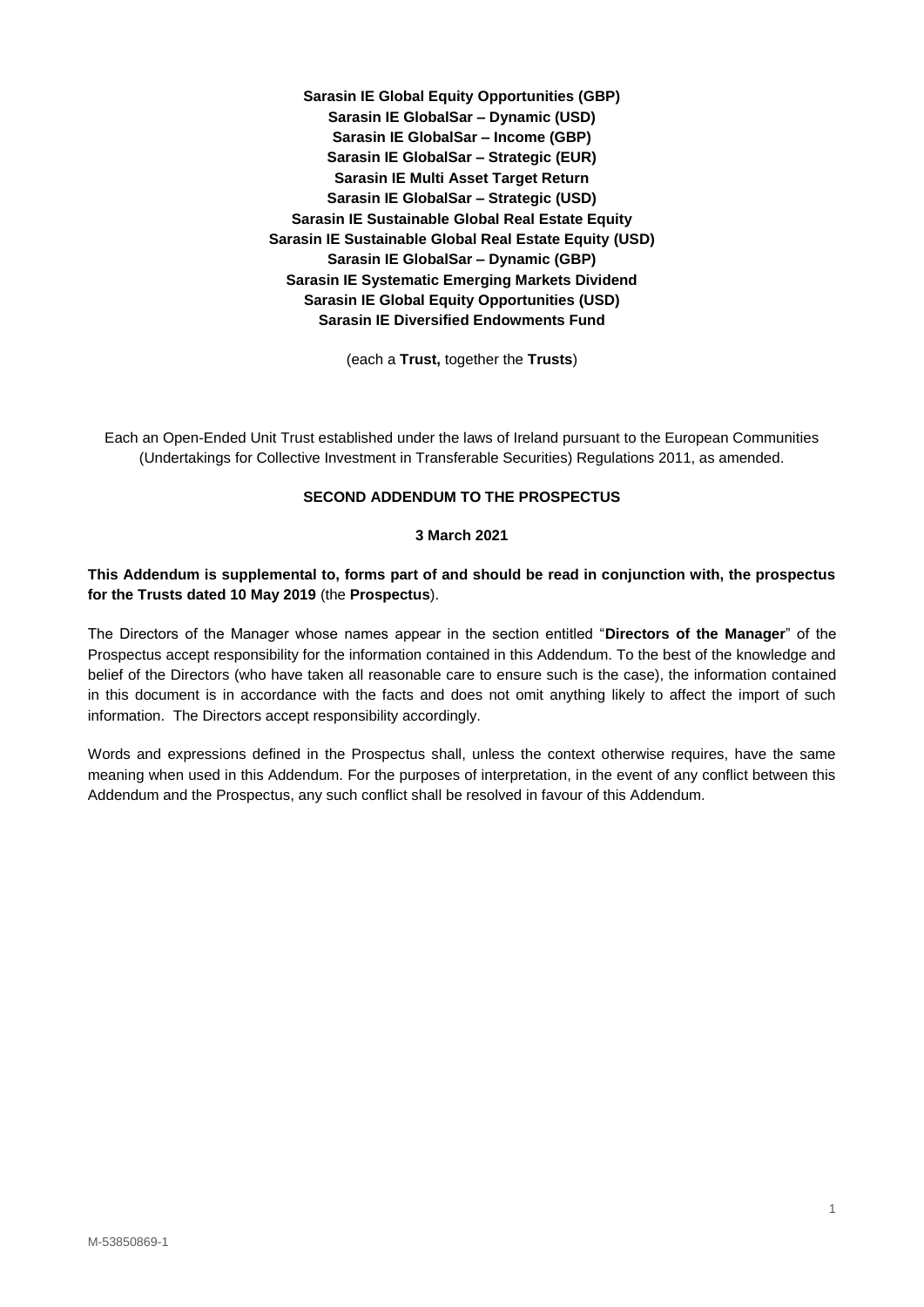**Sarasin IE Global Equity Opportunities (GBP)**
**Sarasin IE GlobalSar – Dynamic (USD)**
**Sarasin IE GlobalSar – Income (GBP)**
**Sarasin IE GlobalSar – Strategic (EUR)**
**Sarasin IE Multi Asset Target Return**
**Sarasin IE GlobalSar – Strategic (USD)**
**Sarasin IE Sustainable Global Real Estate Equity**
**Sarasin IE Sustainable Global Real Estate Equity (USD)**
**Sarasin IE GlobalSar – Dynamic (GBP)**
**Sarasin IE Systematic Emerging Markets Dividend**
**Sarasin IE Global Equity Opportunities (USD)**
**Sarasin IE Diversified Endowments Fund**

(each a **Trust,** together the **Trusts**)

Each an Open-Ended Unit Trust established under the laws of Ireland pursuant to the European Communities (Undertakings for Collective Investment in Transferable Securities) Regulations 2011, as amended.

**SECOND ADDENDUM TO THE PROSPECTUS**

**3 March 2021**

**This Addendum is supplemental to, forms part of and should be read in conjunction with, the prospectus for the Trusts dated 10 May 2019** (the **Prospectus**).

The Directors of the Manager whose names appear in the section entitled "**Directors of the Manager**" of the Prospectus accept responsibility for the information contained in this Addendum. To the best of the knowledge and belief of the Directors (who have taken all reasonable care to ensure such is the case), the information contained in this document is in accordance with the facts and does not omit anything likely to affect the import of such information. The Directors accept responsibility accordingly.

Words and expressions defined in the Prospectus shall, unless the context otherwise requires, have the same meaning when used in this Addendum. For the purposes of interpretation, in the event of any conflict between this Addendum and the Prospectus, any such conflict shall be resolved in favour of this Addendum.

M-53850869-1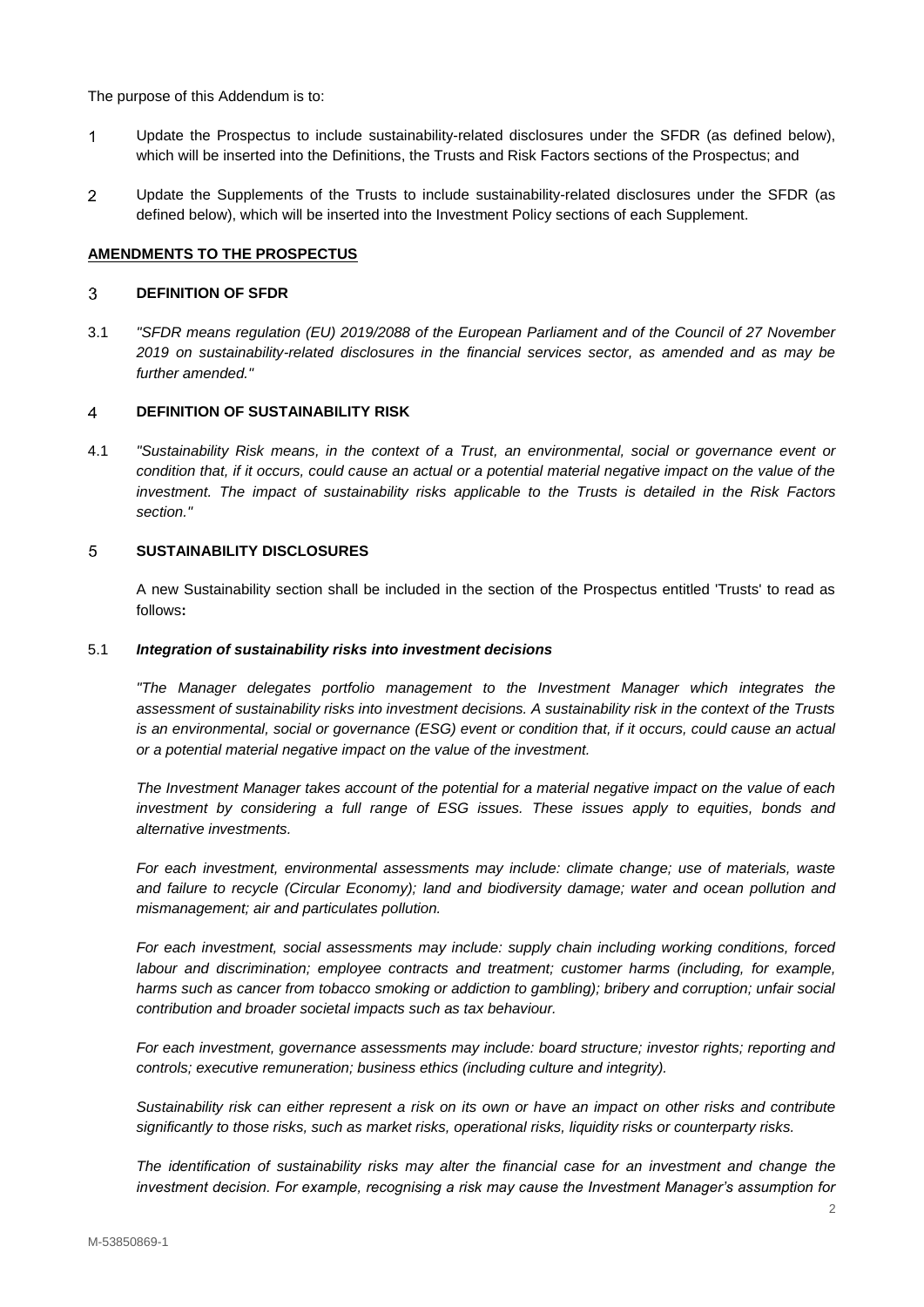The purpose of this Addendum is to:

1. Update the Prospectus to include sustainability-related disclosures under the SFDR (as defined below), which will be inserted into the Definitions, the Trusts and Risk Factors sections of the Prospectus; and

2. Update the Supplements of the Trusts to include sustainability-related disclosures under the SFDR (as defined below), which will be inserted into the Investment Policy sections of each Supplement.

## AMENDMENTS TO THE PROSPECTUS

### 3 DEFINITION OF SFDR

3.1 *"SFDR means regulation (EU) 2019/2088 of the European Parliament and of the Council of 27 November 2019 on sustainability-related disclosures in the financial services sector, as amended and as may be further amended."*

### 4 DEFINITION OF SUSTAINABILITY RISK

4.1 *"Sustainability Risk means, in the context of a Trust, an environmental, social or governance event or condition that, if it occurs, could cause an actual or a potential material negative impact on the value of the investment. The impact of sustainability risks applicable to the Trusts is detailed in the Risk Factors section."*

### 5 SUSTAINABILITY DISCLOSURES

A new Sustainability section shall be included in the section of the Prospectus entitled 'Trusts' to read as follows**:**

5.1 ***Integration of sustainability risks into investment decisions***

*"The Manager delegates portfolio management to the Investment Manager which integrates the assessment of sustainability risks into investment decisions. A sustainability risk in the context of the Trusts is an environmental, social or governance (ESG) event or condition that, if it occurs, could cause an actual or a potential material negative impact on the value of the investment.*

*The Investment Manager takes account of the potential for a material negative impact on the value of each investment by considering a full range of ESG issues. These issues apply to equities, bonds and alternative investments.*

*For each investment, environmental assessments may include: climate change; use of materials, waste and failure to recycle (Circular Economy); land and biodiversity damage; water and ocean pollution and mismanagement; air and particulates pollution.*

*For each investment, social assessments may include: supply chain including working conditions, forced labour and discrimination; employee contracts and treatment; customer harms (including, for example, harms such as cancer from tobacco smoking or addiction to gambling); bribery and corruption; unfair social contribution and broader societal impacts such as tax behaviour.*

*For each investment, governance assessments may include: board structure; investor rights; reporting and controls; executive remuneration; business ethics (including culture and integrity).*

*Sustainability risk can either represent a risk on its own or have an impact on other risks and contribute significantly to those risks, such as market risks, operational risks, liquidity risks or counterparty risks.*

*The identification of sustainability risks may alter the financial case for an investment and change the investment decision. For example, recognising a risk may cause the Investment Manager's assumption for*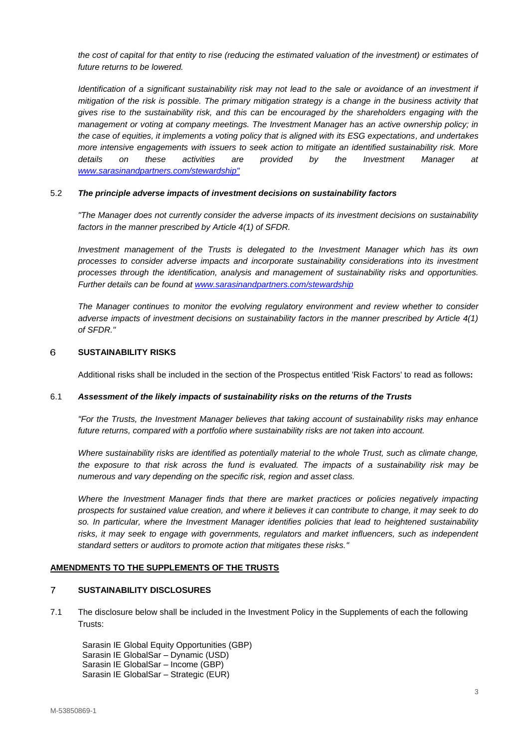*the cost of capital for that entity to rise (reducing the estimated valuation of the investment) or estimates of future returns to be lowered.*

*Identification of a significant sustainability risk may not lead to the sale or avoidance of an investment if mitigation of the risk is possible. The primary mitigation strategy is a change in the business activity that gives rise to the sustainability risk, and this can be encouraged by the shareholders engaging with the management or voting at company meetings. The Investment Manager has an active ownership policy; in the case of equities, it implements a voting policy that is aligned with its ESG expectations, and undertakes more intensive engagements with issuers to seek action to mitigate an identified sustainability risk. More details on these activities are provided by the Investment Manager at [www.sarasinandpartners.com/stewardship"](www.sarasinandpartners.com/stewardship)*

### 5.2 *The principle adverse impacts of investment decisions on sustainability factors*

*"The Manager does not currently consider the adverse impacts of its investment decisions on sustainability factors in the manner prescribed by Article 4(1) of SFDR.*

*Investment management of the Trusts is delegated to the Investment Manager which has its own processes to consider adverse impacts and incorporate sustainability considerations into its investment processes through the identification, analysis and management of sustainability risks and opportunities. Further details can be found at [www.sarasinandpartners.com/stewardship](www.sarasinandpartners.com/stewardship)*

*The Manager continues to monitor the evolving regulatory environment and review whether to consider adverse impacts of investment decisions on sustainability factors in the manner prescribed by Article 4(1) of SFDR."*

## 6 SUSTAINABILITY RISKS

Additional risks shall be included in the section of the Prospectus entitled 'Risk Factors' to read as follows**:**

### 6.1 *Assessment of the likely impacts of sustainability risks on the returns of the Trusts*

*"For the Trusts, the Investment Manager believes that taking account of sustainability risks may enhance future returns, compared with a portfolio where sustainability risks are not taken into account.*

*Where sustainability risks are identified as potentially material to the whole Trust, such as climate change, the exposure to that risk across the fund is evaluated. The impacts of a sustainability risk may be numerous and vary depending on the specific risk, region and asset class.*

*Where the Investment Manager finds that there are market practices or policies negatively impacting prospects for sustained value creation, and where it believes it can contribute to change, it may seek to do so. In particular, where the Investment Manager identifies policies that lead to heightened sustainability risks, it may seek to engage with governments, regulators and market influencers, such as independent standard setters or auditors to promote action that mitigates these risks."*

## AMENDMENTS TO THE SUPPLEMENTS OF THE TRUSTS

## 7 SUSTAINABILITY DISCLOSURES

7.1 The disclosure below shall be included in the Investment Policy in the Supplements of each the following Trusts:

Sarasin IE Global Equity Opportunities (GBP)
Sarasin IE GlobalSar – Dynamic (USD)
Sarasin IE GlobalSar – Income (GBP)
Sarasin IE GlobalSar – Strategic (EUR)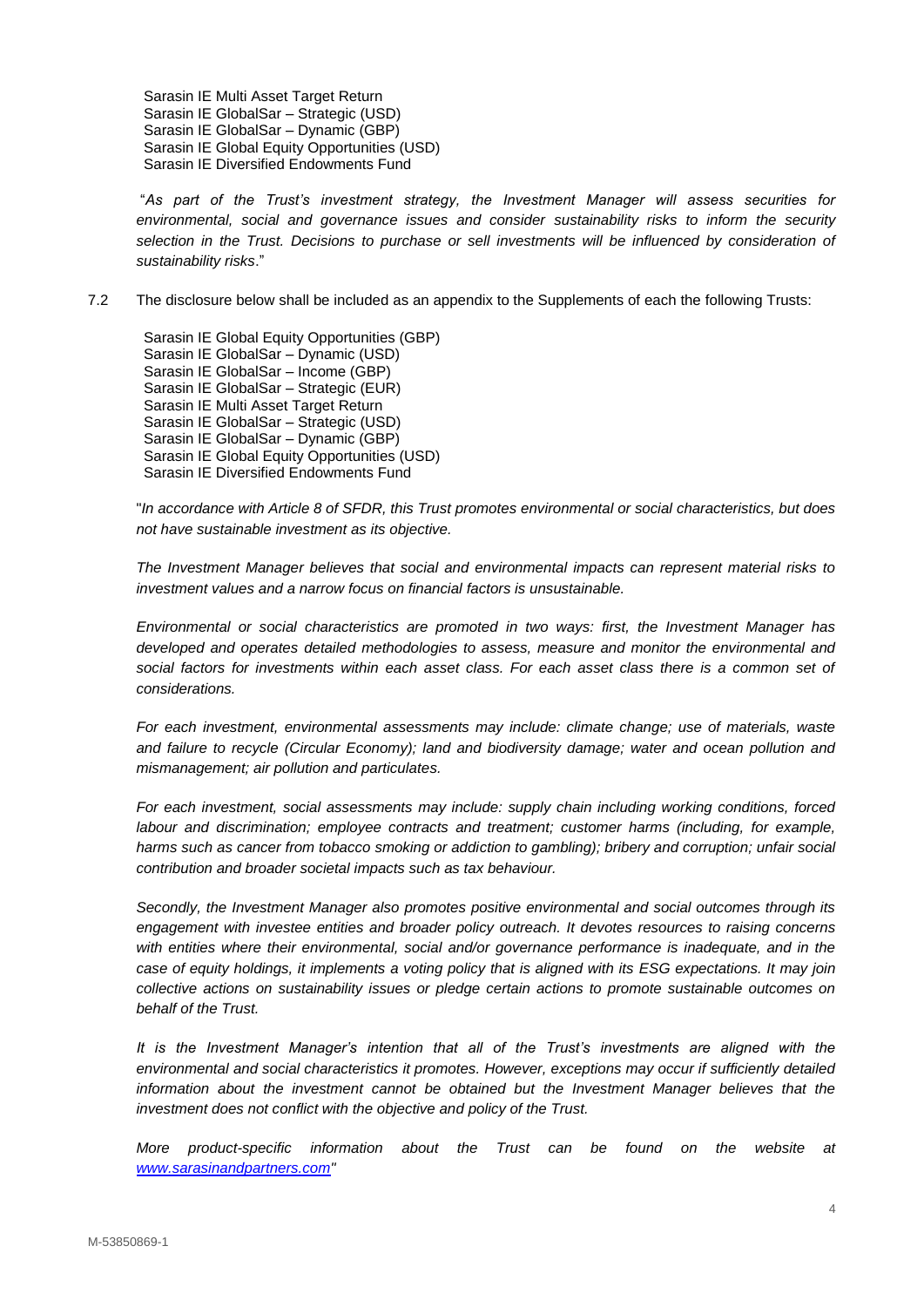Sarasin IE Multi Asset Target Return
Sarasin IE GlobalSar – Strategic (USD)
Sarasin IE GlobalSar – Dynamic (GBP)
Sarasin IE Global Equity Opportunities (USD)
Sarasin IE Diversified Endowments Fund

"*As part of the Trust's investment strategy, the Investment Manager will assess securities for environmental, social and governance issues and consider sustainability risks to inform the security selection in the Trust. Decisions to purchase or sell investments will be influenced by consideration of sustainability risks*."

7.2 The disclosure below shall be included as an appendix to the Supplements of each the following Trusts:

Sarasin IE Global Equity Opportunities (GBP)
Sarasin IE GlobalSar – Dynamic (USD)
Sarasin IE GlobalSar – Income (GBP)
Sarasin IE GlobalSar – Strategic (EUR)
Sarasin IE Multi Asset Target Return
Sarasin IE GlobalSar – Strategic (USD)
Sarasin IE GlobalSar – Dynamic (GBP)
Sarasin IE Global Equity Opportunities (USD)
Sarasin IE Diversified Endowments Fund

"*In accordance with Article 8 of SFDR, this Trust promotes environmental or social characteristics, but does not have sustainable investment as its objective.*

*The Investment Manager believes that social and environmental impacts can represent material risks to investment values and a narrow focus on financial factors is unsustainable.*

*Environmental or social characteristics are promoted in two ways: first, the Investment Manager has developed and operates detailed methodologies to assess, measure and monitor the environmental and social factors for investments within each asset class. For each asset class there is a common set of considerations.*

*For each investment, environmental assessments may include: climate change; use of materials, waste and failure to recycle (Circular Economy); land and biodiversity damage; water and ocean pollution and mismanagement; air pollution and particulates.*

*For each investment, social assessments may include: supply chain including working conditions, forced labour and discrimination; employee contracts and treatment; customer harms (including, for example, harms such as cancer from tobacco smoking or addiction to gambling); bribery and corruption; unfair social contribution and broader societal impacts such as tax behaviour.*

*Secondly, the Investment Manager also promotes positive environmental and social outcomes through its engagement with investee entities and broader policy outreach. It devotes resources to raising concerns with entities where their environmental, social and/or governance performance is inadequate, and in the case of equity holdings, it implements a voting policy that is aligned with its ESG expectations. It may join collective actions on sustainability issues or pledge certain actions to promote sustainable outcomes on behalf of the Trust.*

*It is the Investment Manager's intention that all of the Trust's investments are aligned with the environmental and social characteristics it promotes. However, exceptions may occur if sufficiently detailed information about the investment cannot be obtained but the Investment Manager believes that the investment does not conflict with the objective and policy of the Trust.*

*More product-specific information about the Trust can be found on the website at [www.sarasinandpartners.com](www.sarasinandpartners.com)*"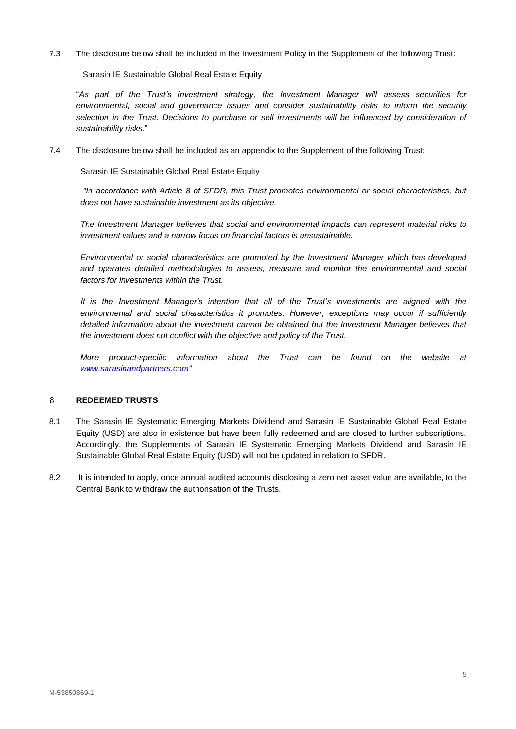7.3 The disclosure below shall be included in the Investment Policy in the Supplement of the following Trust:

Sarasin IE Sustainable Global Real Estate Equity

"*As part of the Trust's investment strategy, the Investment Manager will assess securities for environmental, social and governance issues and consider sustainability risks to inform the security selection in the Trust. Decisions to purchase or sell investments will be influenced by consideration of sustainability risks*."

7.4 The disclosure below shall be included as an appendix to the Supplement of the following Trust:

Sarasin IE Sustainable Global Real Estate Equity

*"In accordance with Article 8 of SFDR, this Trust promotes environmental or social characteristics, but does not have sustainable investment as its objective.*

*The Investment Manager believes that social and environmental impacts can represent material risks to investment values and a narrow focus on financial factors is unsustainable.*

*Environmental or social characteristics are promoted by the Investment Manager which has developed and operates detailed methodologies to assess, measure and monitor the environmental and social factors for investments within the Trust.*

*It is the Investment Manager's intention that all of the Trust's investments are aligned with the environmental and social characteristics it promotes. However, exceptions may occur if sufficiently detailed information about the investment cannot be obtained but the Investment Manager believes that the investment does not conflict with the objective and policy of the Trust.*

*More product-specific information about the Trust can be found on the website at www.sarasinandpartners.com"*

## 8 REDEEMED TRUSTS

8.1 The Sarasin IE Systematic Emerging Markets Dividend and Sarasin IE Sustainable Global Real Estate Equity (USD) are also in existence but have been fully redeemed and are closed to further subscriptions. Accordingly, the Supplements of Sarasin IE Systematic Emerging Markets Dividend and Sarasin IE Sustainable Global Real Estate Equity (USD) will not be updated in relation to SFDR.

8.2 It is intended to apply, once annual audited accounts disclosing a zero net asset value are available, to the Central Bank to withdraw the authorisation of the Trusts.